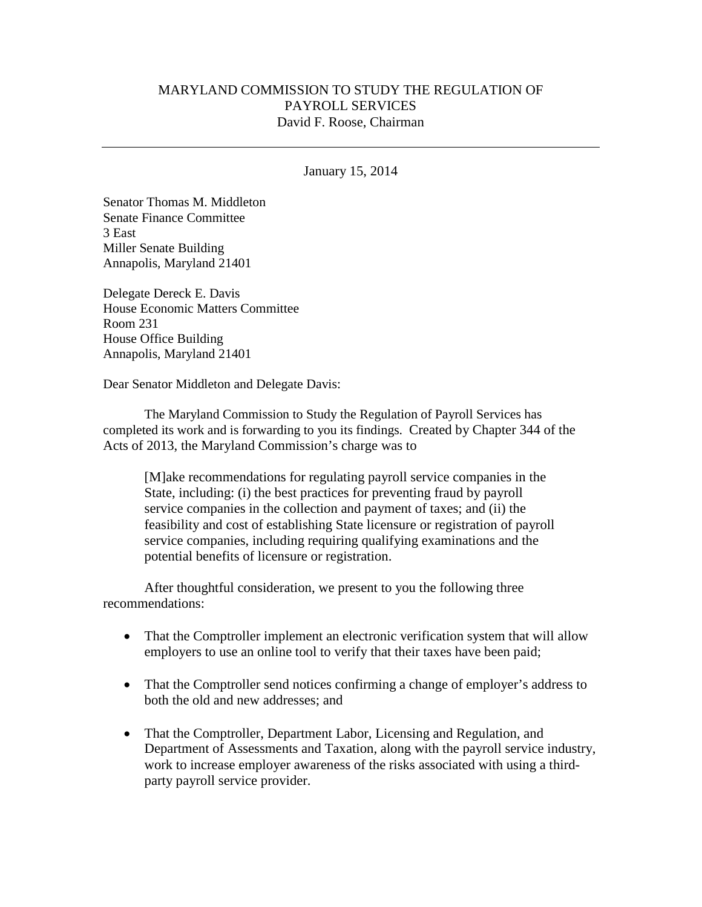MARYLAND COMMISSION TO STUDY THE REGULATION OF PAYROLL SERVICES
David F. Roose, Chairman

---

January 15, 2014

Senator Thomas M. Middleton
Senate Finance Committee
3 East
Miller Senate Building
Annapolis, Maryland 21401

Delegate Dereck E. Davis
House Economic Matters Committee
Room 231
House Office Building
Annapolis, Maryland 21401

Dear Senator Middleton and Delegate Davis:

The Maryland Commission to Study the Regulation of Payroll Services has completed its work and is forwarding to you its findings. Created by Chapter 344 of the Acts of 2013, the Maryland Commission's charge was to

> [M]ake recommendations for regulating payroll service companies in the State, including: (i) the best practices for preventing fraud by payroll service companies in the collection and payment of taxes; and (ii) the feasibility and cost of establishing State licensure or registration of payroll service companies, including requiring qualifying examinations and the potential benefits of licensure or registration.

After thoughtful consideration, we present to you the following three recommendations:

- That the Comptroller implement an electronic verification system that will allow employers to use an online tool to verify that their taxes have been paid;
- That the Comptroller send notices confirming a change of employer's address to both the old and new addresses; and
- That the Comptroller, Department Labor, Licensing and Regulation, and Department of Assessments and Taxation, along with the payroll service industry, work to increase employer awareness of the risks associated with using a third-party payroll service provider.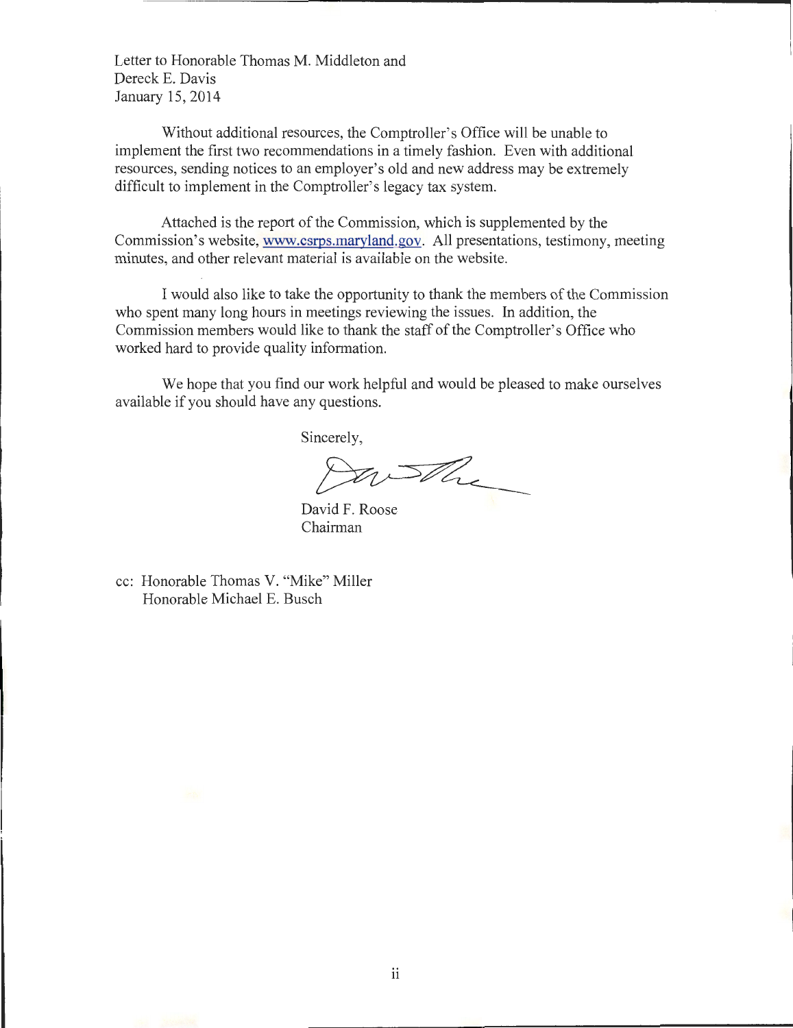Letter to Honorable Thomas M. Middleton and
Dereck E. Davis
January 15, 2014

Without additional resources, the Comptroller's Office will be unable to implement the first two recommendations in a timely fashion. Even with additional resources, sending notices to an employer's old and new address may be extremely difficult to implement in the Comptroller's legacy tax system.

Attached is the report of the Commission, which is supplemented by the Commission's website, www.csrps.maryland.gov. All presentations, testimony, meeting minutes, and other relevant material is available on the website.

I would also like to take the opportunity to thank the members of the Commission who spent many long hours in meetings reviewing the issues. In addition, the Commission members would like to thank the staff of the Comptroller's Office who worked hard to provide quality information.

We hope that you find our work helpful and would be pleased to make ourselves available if you should have any questions.

Sincerely,

David F. Roose
Chairman

cc: Honorable Thomas V. "Mike" Miller
Honorable Michael E. Busch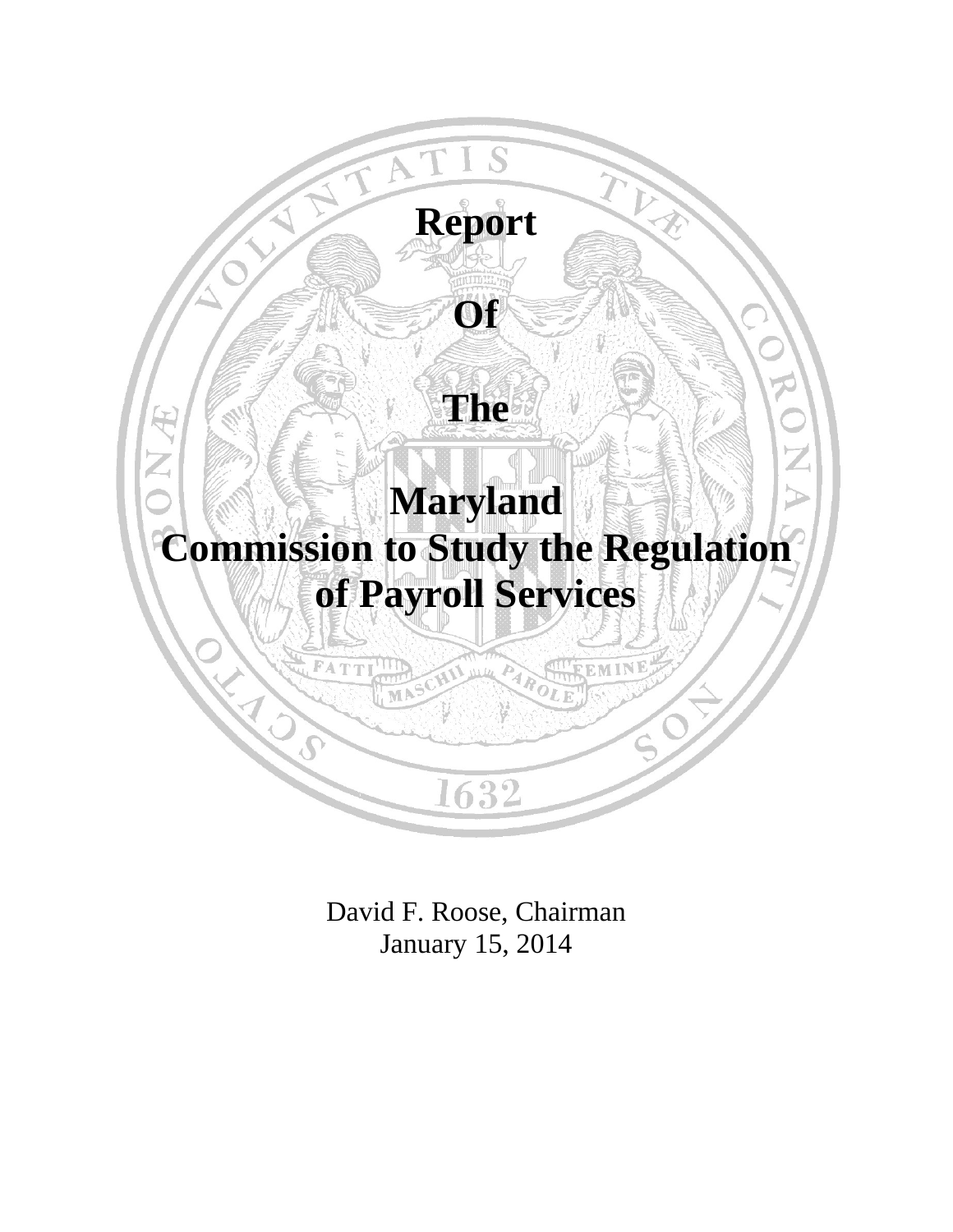# Report

# Of

# The

# Maryland Commission to Study the Regulation of Payroll Services

David F. Roose, Chairman
January 15, 2014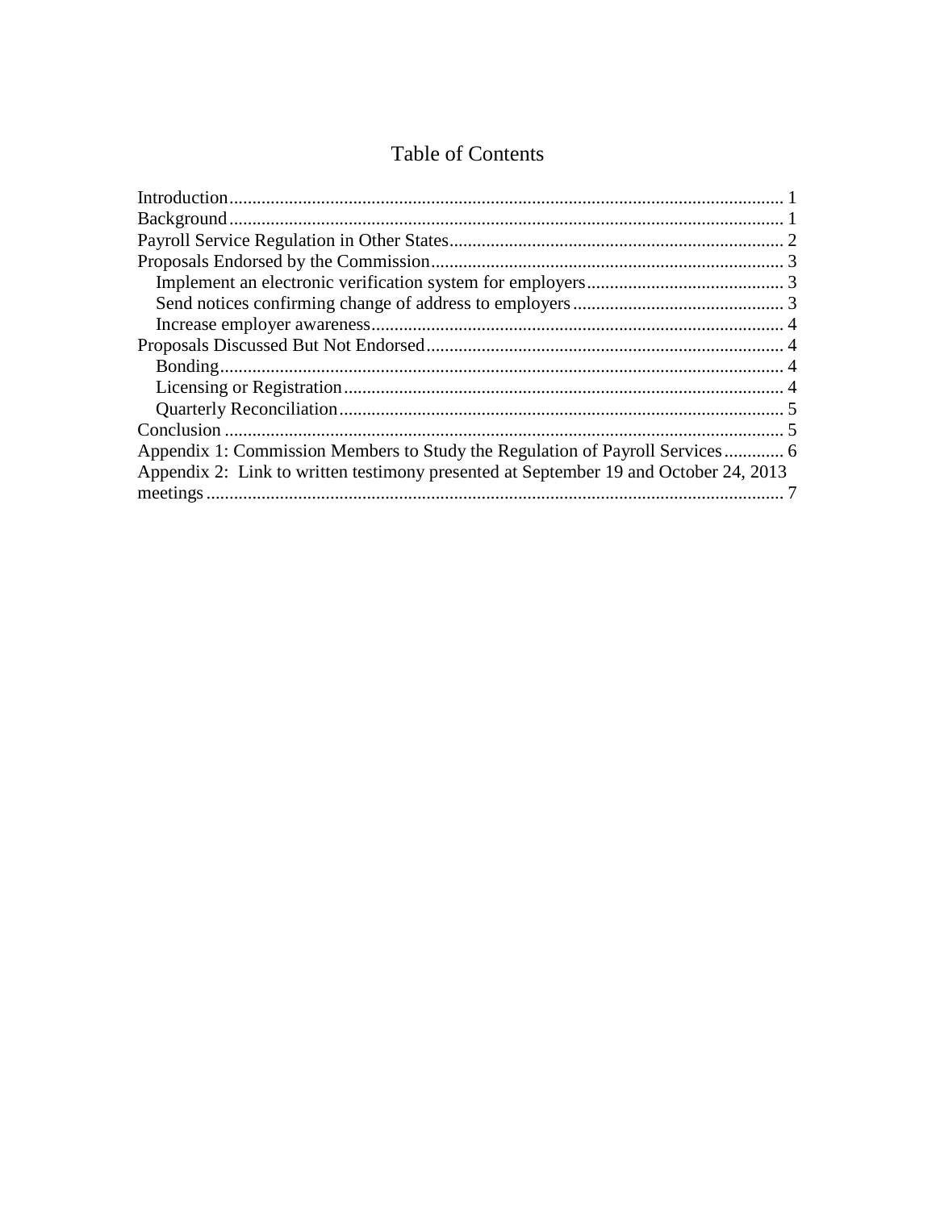# Table of Contents

Introduction........................................................................................................................ 1
Background......................................................................................................................... 1
Payroll Service Regulation in Other States......................................................................... 2
Proposals Endorsed by the Commission............................................................................ 3
 Implement an electronic verification system for employers........................................... 3
 Send notices confirming change of address to employers............................................. 3
 Increase employer awareness......................................................................................... 4
Proposals Discussed But Not Endorsed............................................................................. 4
 Bonding.......................................................................................................................... 4
 Licensing or Registration............................................................................................... 4
 Quarterly Reconciliation................................................................................................ 5
Conclusion......................................................................................................................... 5
Appendix 1: Commission Members to Study the Regulation of Payroll Services............. 6
Appendix 2: Link to written testimony presented at September 19 and October 24, 2013 meetings.............................................................................................................................. 7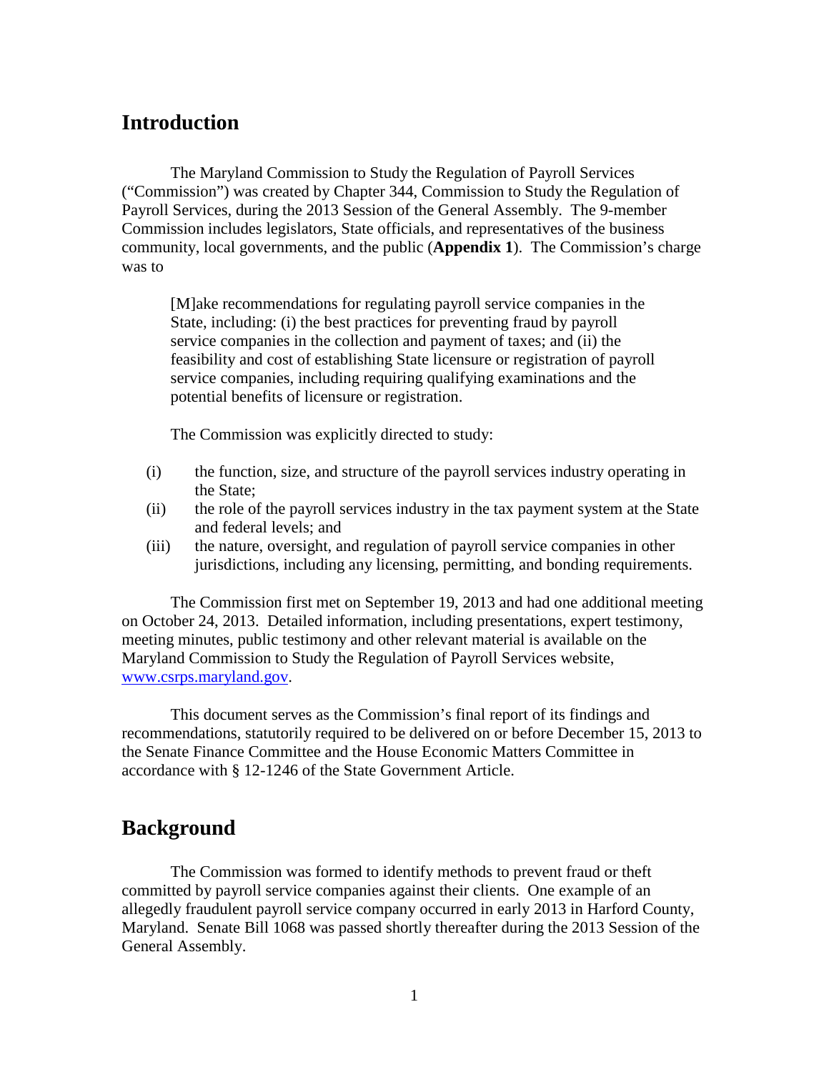## Introduction

The Maryland Commission to Study the Regulation of Payroll Services ("Commission") was created by Chapter 344, Commission to Study the Regulation of Payroll Services, during the 2013 Session of the General Assembly. The 9-member Commission includes legislators, State officials, and representatives of the business community, local governments, and the public (**Appendix 1**). The Commission's charge was to

> [M]ake recommendations for regulating payroll service companies in the State, including: (i) the best practices for preventing fraud by payroll service companies in the collection and payment of taxes; and (ii) the feasibility and cost of establishing State licensure or registration of payroll service companies, including requiring qualifying examinations and the potential benefits of licensure or registration.

The Commission was explicitly directed to study:

- (i) the function, size, and structure of the payroll services industry operating in the State;
- (ii) the role of the payroll services industry in the tax payment system at the State and federal levels; and
- (iii) the nature, oversight, and regulation of payroll service companies in other jurisdictions, including any licensing, permitting, and bonding requirements.

The Commission first met on September 19, 2013 and had one additional meeting on October 24, 2013. Detailed information, including presentations, expert testimony, meeting minutes, public testimony and other relevant material is available on the Maryland Commission to Study the Regulation of Payroll Services website, [www.csrps.maryland.gov](www.csrps.maryland.gov).

This document serves as the Commission's final report of its findings and recommendations, statutorily required to be delivered on or before December 15, 2013 to the Senate Finance Committee and the House Economic Matters Committee in accordance with § 12-1246 of the State Government Article.

## Background

The Commission was formed to identify methods to prevent fraud or theft committed by payroll service companies against their clients. One example of an allegedly fraudulent payroll service company occurred in early 2013 in Harford County, Maryland. Senate Bill 1068 was passed shortly thereafter during the 2013 Session of the General Assembly.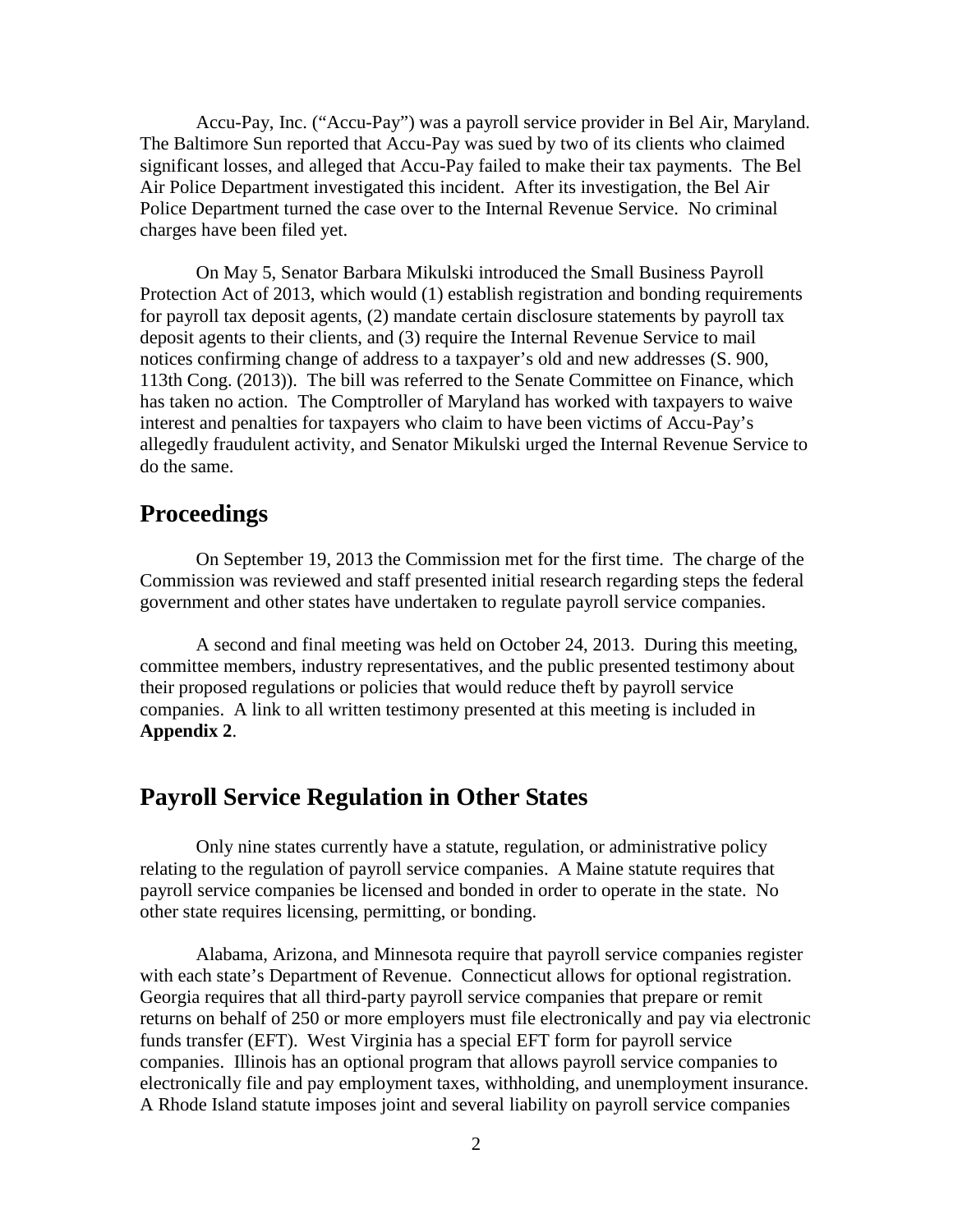Accu-Pay, Inc. ("Accu-Pay") was a payroll service provider in Bel Air, Maryland. The Baltimore Sun reported that Accu-Pay was sued by two of its clients who claimed significant losses, and alleged that Accu-Pay failed to make their tax payments. The Bel Air Police Department investigated this incident. After its investigation, the Bel Air Police Department turned the case over to the Internal Revenue Service. No criminal charges have been filed yet.

On May 5, Senator Barbara Mikulski introduced the Small Business Payroll Protection Act of 2013, which would (1) establish registration and bonding requirements for payroll tax deposit agents, (2) mandate certain disclosure statements by payroll tax deposit agents to their clients, and (3) require the Internal Revenue Service to mail notices confirming change of address to a taxpayer's old and new addresses (S. 900, 113th Cong. (2013)). The bill was referred to the Senate Committee on Finance, which has taken no action. The Comptroller of Maryland has worked with taxpayers to waive interest and penalties for taxpayers who claim to have been victims of Accu-Pay's allegedly fraudulent activity, and Senator Mikulski urged the Internal Revenue Service to do the same.

## Proceedings

On September 19, 2013 the Commission met for the first time. The charge of the Commission was reviewed and staff presented initial research regarding steps the federal government and other states have undertaken to regulate payroll service companies.

A second and final meeting was held on October 24, 2013. During this meeting, committee members, industry representatives, and the public presented testimony about their proposed regulations or policies that would reduce theft by payroll service companies. A link to all written testimony presented at this meeting is included in **Appendix 2**.

## Payroll Service Regulation in Other States

Only nine states currently have a statute, regulation, or administrative policy relating to the regulation of payroll service companies. A Maine statute requires that payroll service companies be licensed and bonded in order to operate in the state. No other state requires licensing, permitting, or bonding.

Alabama, Arizona, and Minnesota require that payroll service companies register with each state's Department of Revenue. Connecticut allows for optional registration. Georgia requires that all third-party payroll service companies that prepare or remit returns on behalf of 250 or more employers must file electronically and pay via electronic funds transfer (EFT). West Virginia has a special EFT form for payroll service companies. Illinois has an optional program that allows payroll service companies to electronically file and pay employment taxes, withholding, and unemployment insurance. A Rhode Island statute imposes joint and several liability on payroll service companies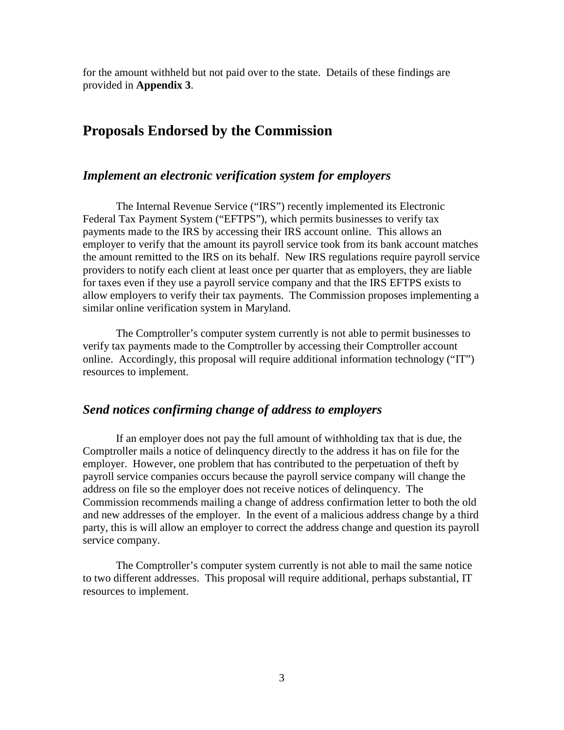for the amount withheld but not paid over to the state. Details of these findings are provided in **Appendix 3**.

## Proposals Endorsed by the Commission

### *Implement an electronic verification system for employers*

The Internal Revenue Service ("IRS") recently implemented its Electronic Federal Tax Payment System ("EFTPS"), which permits businesses to verify tax payments made to the IRS by accessing their IRS account online. This allows an employer to verify that the amount its payroll service took from its bank account matches the amount remitted to the IRS on its behalf. New IRS regulations require payroll service providers to notify each client at least once per quarter that as employers, they are liable for taxes even if they use a payroll service company and that the IRS EFTPS exists to allow employers to verify their tax payments. The Commission proposes implementing a similar online verification system in Maryland.

The Comptroller's computer system currently is not able to permit businesses to verify tax payments made to the Comptroller by accessing their Comptroller account online. Accordingly, this proposal will require additional information technology ("IT") resources to implement.

### *Send notices confirming change of address to employers*

If an employer does not pay the full amount of withholding tax that is due, the Comptroller mails a notice of delinquency directly to the address it has on file for the employer. However, one problem that has contributed to the perpetuation of theft by payroll service companies occurs because the payroll service company will change the address on file so the employer does not receive notices of delinquency. The Commission recommends mailing a change of address confirmation letter to both the old and new addresses of the employer. In the event of a malicious address change by a third party, this is will allow an employer to correct the address change and question its payroll service company.

The Comptroller's computer system currently is not able to mail the same notice to two different addresses. This proposal will require additional, perhaps substantial, IT resources to implement.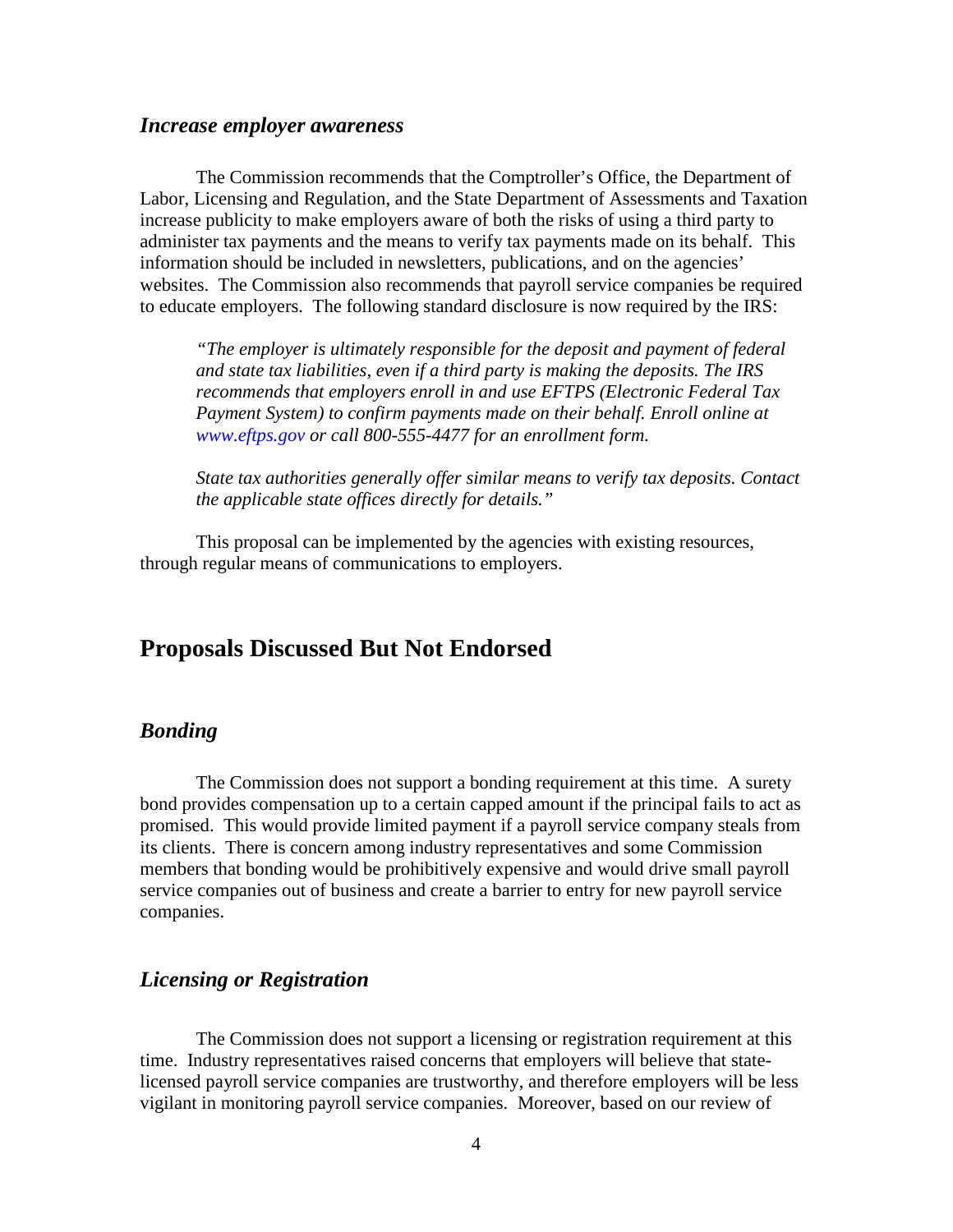### *Increase employer awareness*

The Commission recommends that the Comptroller's Office, the Department of Labor, Licensing and Regulation, and the State Department of Assessments and Taxation increase publicity to make employers aware of both the risks of using a third party to administer tax payments and the means to verify tax payments made on its behalf. This information should be included in newsletters, publications, and on the agencies' websites. The Commission also recommends that payroll service companies be required to educate employers. The following standard disclosure is now required by the IRS:

> *"The employer is ultimately responsible for the deposit and payment of federal and state tax liabilities, even if a third party is making the deposits. The IRS recommends that employers enroll in and use EFTPS (Electronic Federal Tax Payment System) to confirm payments made on their behalf. Enroll online at www.eftps.gov or call 800-555-4477 for an enrollment form.*
>
> *State tax authorities generally offer similar means to verify tax deposits. Contact the applicable state offices directly for details."*

This proposal can be implemented by the agencies with existing resources, through regular means of communications to employers.

## Proposals Discussed But Not Endorsed

### *Bonding*

The Commission does not support a bonding requirement at this time. A surety bond provides compensation up to a certain capped amount if the principal fails to act as promised. This would provide limited payment if a payroll service company steals from its clients. There is concern among industry representatives and some Commission members that bonding would be prohibitively expensive and would drive small payroll service companies out of business and create a barrier to entry for new payroll service companies.

### *Licensing or Registration*

The Commission does not support a licensing or registration requirement at this time. Industry representatives raised concerns that employers will believe that state-licensed payroll service companies are trustworthy, and therefore employers will be less vigilant in monitoring payroll service companies. Moreover, based on our review of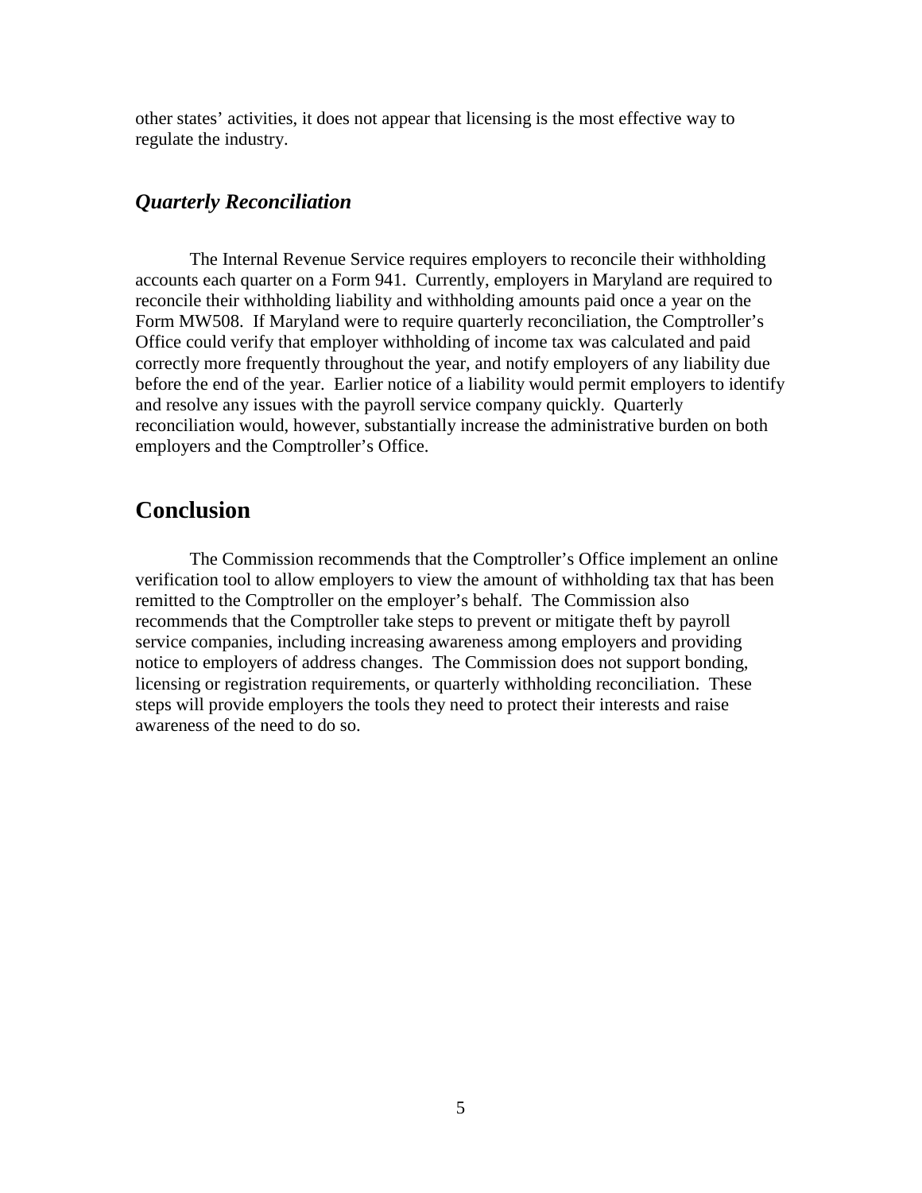other states' activities, it does not appear that licensing is the most effective way to regulate the industry.

### *Quarterly Reconciliation*

The Internal Revenue Service requires employers to reconcile their withholding accounts each quarter on a Form 941. Currently, employers in Maryland are required to reconcile their withholding liability and withholding amounts paid once a year on the Form MW508. If Maryland were to require quarterly reconciliation, the Comptroller's Office could verify that employer withholding of income tax was calculated and paid correctly more frequently throughout the year, and notify employers of any liability due before the end of the year. Earlier notice of a liability would permit employers to identify and resolve any issues with the payroll service company quickly. Quarterly reconciliation would, however, substantially increase the administrative burden on both employers and the Comptroller's Office.

## Conclusion

The Commission recommends that the Comptroller's Office implement an online verification tool to allow employers to view the amount of withholding tax that has been remitted to the Comptroller on the employer's behalf. The Commission also recommends that the Comptroller take steps to prevent or mitigate theft by payroll service companies, including increasing awareness among employers and providing notice to employers of address changes. The Commission does not support bonding, licensing or registration requirements, or quarterly withholding reconciliation. These steps will provide employers the tools they need to protect their interests and raise awareness of the need to do so.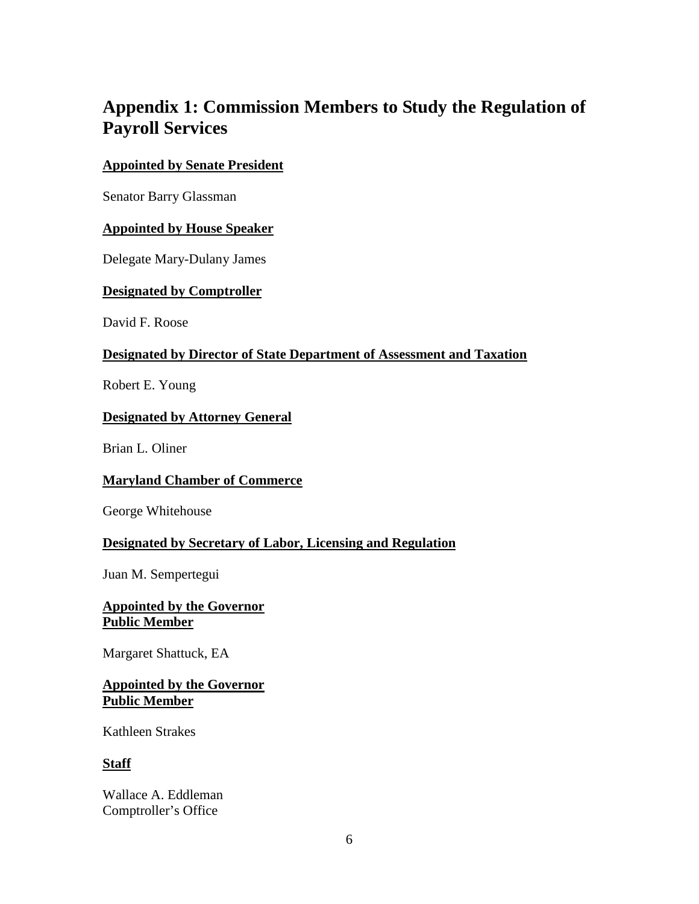# Appendix 1: Commission Members to Study the Regulation of Payroll Services

**Appointed by Senate President**

Senator Barry Glassman

**Appointed by House Speaker**

Delegate Mary-Dulany James

**Designated by Comptroller**

David F. Roose

**Designated by Director of State Department of Assessment and Taxation**

Robert E. Young

**Designated by Attorney General**

Brian L. Oliner

**Maryland Chamber of Commerce**

George Whitehouse

**Designated by Secretary of Labor, Licensing and Regulation**

Juan M. Sempertegui

**Appointed by the Governor**
**Public Member**

Margaret Shattuck, EA

**Appointed by the Governor**
**Public Member**

Kathleen Strakes

**Staff**

Wallace A. Eddleman
Comptroller's Office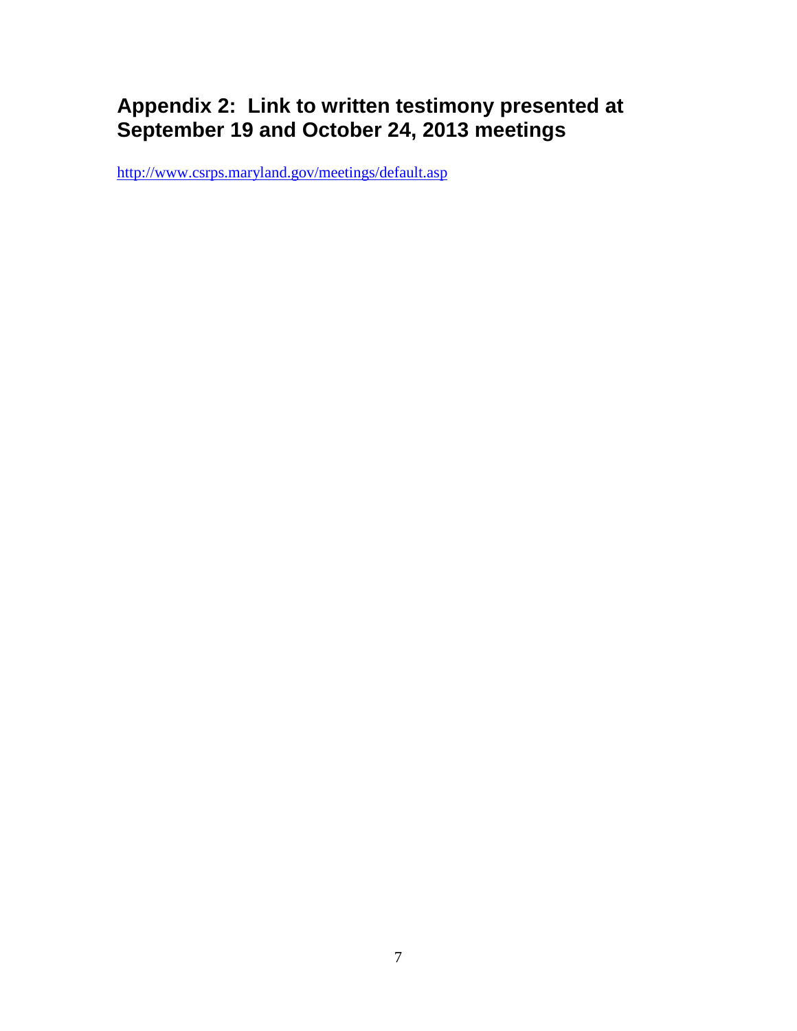## Appendix 2: Link to written testimony presented at September 19 and October 24, 2013 meetings

http://www.csrps.maryland.gov/meetings/default.asp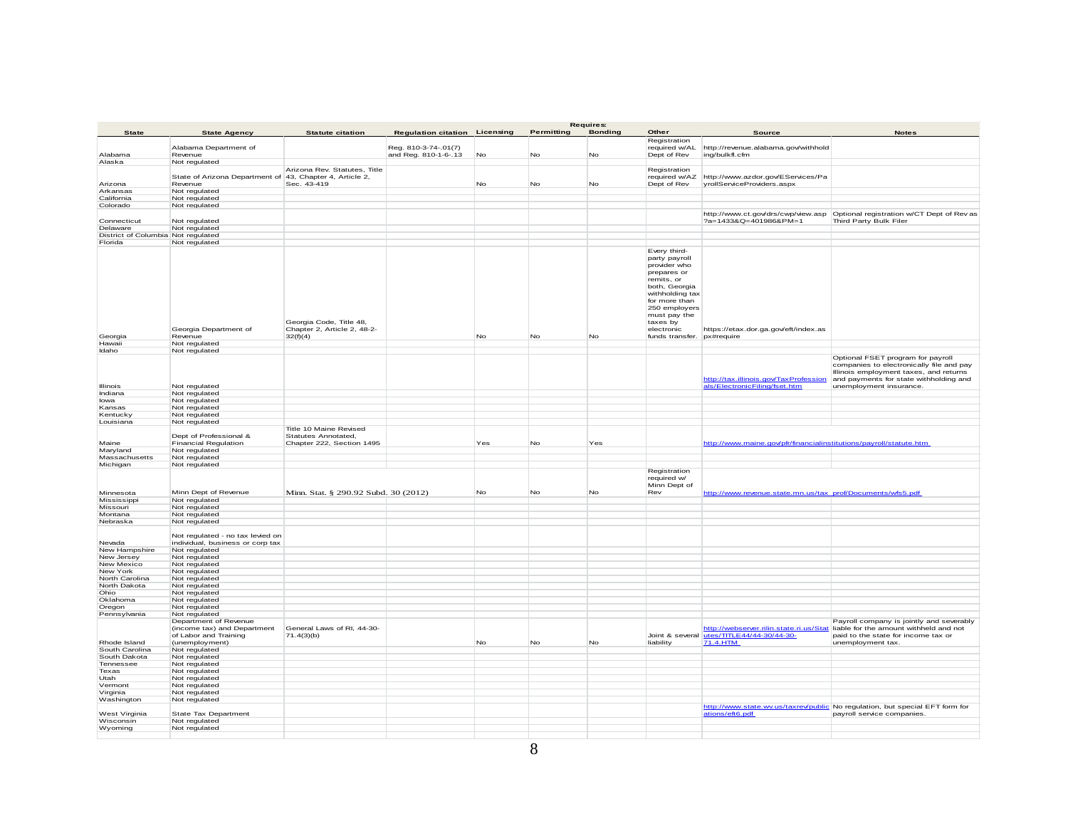| State | State Agency | Statute citation | Regulation citation | Requires: Licensing | Permitting | Bonding | Other | Source | Notes |
|---|---|---|---|---|---|---|---|---|---|
| Alabama | Alabama Department of Revenue | | Reg. 810-3-74-.01(7) and Reg. 810-1-6-.13 | No | No | No | Registration required w/AL Dept of Rev | http://revenue.alabama.gov/withholding/bulkfl.cfm | |
| Alaska | Not regulated | | | | | | | | |
| Arizona | State of Arizona Department of Revenue | Arizona Rev. Statutes, Title 43, Chapter 4, Article 2, Sec. 43-419 | | No | No | No | Registration required w/AZ Dept of Rev | http://www.azdor.gov/EServices/PayrollServiceProviders.aspx | |
| Arkansas | Not regulated | | | | | | | | |
| California | Not regulated | | | | | | | | |
| Colorado | Not regulated | | | | | | | | |
| Connecticut | Not regulated | | | | | | | http://www.ct.gov/drs/cwp/view.asp?a=1433&Q=401986&PM=1 | Optional registration w/CT Dept of Rev as Third Party Bulk Filer |
| Delaware | Not regulated | | | | | | | | |
| District of Columbia | Not regulated | | | | | | | | |
| Florida | Not regulated | | | | | | | | |
| Georgia | Georgia Department of Revenue | Georgia Code, Title 48, Chapter 2, Article 2, 48-2-32(f)(4) | | No | No | No | Every third-party payroll provider who prepares or remits, or both, Georgia withholding tax for more than 250 employers must pay the taxes by electronic funds transfer. | https://etax.dor.ga.gov/eft/index.aspx#require | |
| Hawaii | Not regulated | | | | | | | | |
| Idaho | Not regulated | | | | | | | | |
| Illinois | Not regulated | | | | | | | http://tax.illinois.gov/TaxProfessionals/ElectronicFiling/fset.htm | Optional FSET program for payroll companies to electronically file and pay Illinois employment taxes, and returns and payments for state withholding and unemployment insurance. |
| Indiana | Not regulated | | | | | | | | |
| Iowa | Not regulated | | | | | | | | |
| Kansas | Not regulated | | | | | | | | |
| Kentucky | Not regulated | | | | | | | | |
| Louisiana | Not regulated | | | | | | | | |
| Maine | Dept of Professional & Financial Regulation | Title 10 Maine Revised Statutes Annotated, Chapter 222, Section 1495 | | Yes | No | Yes | | http://www.maine.gov/pfr/financialinstitutions/payroll/statute.htm | |
| Maryland | Not regulated | | | | | | | | |
| Massachusetts | Not regulated | | | | | | | | |
| Michigan | Not regulated | | | | | | | | |
| Minnesota | Minn Dept of Revenue | Minn. Stat. § 290.92 Subd. 30 (2012) | | No | No | No | Registration required w/ Minn Dept of Rev | http://www.revenue.state.mn.us/tax_prof/Documents/wfs5.pdf | |
| Mississippi | Not regulated | | | | | | | | |
| Missouri | Not regulated | | | | | | | | |
| Montana | Not regulated | | | | | | | | |
| Nebraska | Not regulated | | | | | | | | |
| Nevada | Not regulated - no tax levied on individual, business or corp tax | | | | | | | | |
| New Hampshire | Not regulated | | | | | | | | |
| New Jersey | Not regulated | | | | | | | | |
| New Mexico | Not regulated | | | | | | | | |
| New York | Not regulated | | | | | | | | |
| North Carolina | Not regulated | | | | | | | | |
| North Dakota | Not regulated | | | | | | | | |
| Ohio | Not regulated | | | | | | | | |
| Oklahoma | Not regulated | | | | | | | | |
| Oregon | Not regulated | | | | | | | | |
| Pennsylvania | Not regulated | | | | | | | | |
| Rhode Island | Department of Revenue (income tax) and Department of Labor and Training (unemployment) | General Laws of RI, 44-30-71.4(3)(b) | | No | No | No | Joint & several liability | http://webserver.rilin.state.ri.us/Statutes/TITLE44/44-30/44-30-71.4.HTM | Payroll company is jointly and severably liable for the amount withheld and not paid to the state for income tax or unemployment tax. |
| South Carolina | Not regulated | | | | | | | | |
| South Dakota | Not regulated | | | | | | | | |
| Tennessee | Not regulated | | | | | | | | |
| Texas | Not regulated | | | | | | | | |
| Utah | Not regulated | | | | | | | | |
| Vermont | Not regulated | | | | | | | | |
| Virginia | Not regulated | | | | | | | | |
| Washington | Not regulated | | | | | | | | |
| West Virginia | State Tax Department | | | | | | | http://www.state.wv.us/taxrev/publications/eft6.pdf | No regulation, but special EFT form for payroll service companies. |
| Wisconsin | Not regulated | | | | | | | | |
| Wyoming | Not regulated | | | | | | | | |